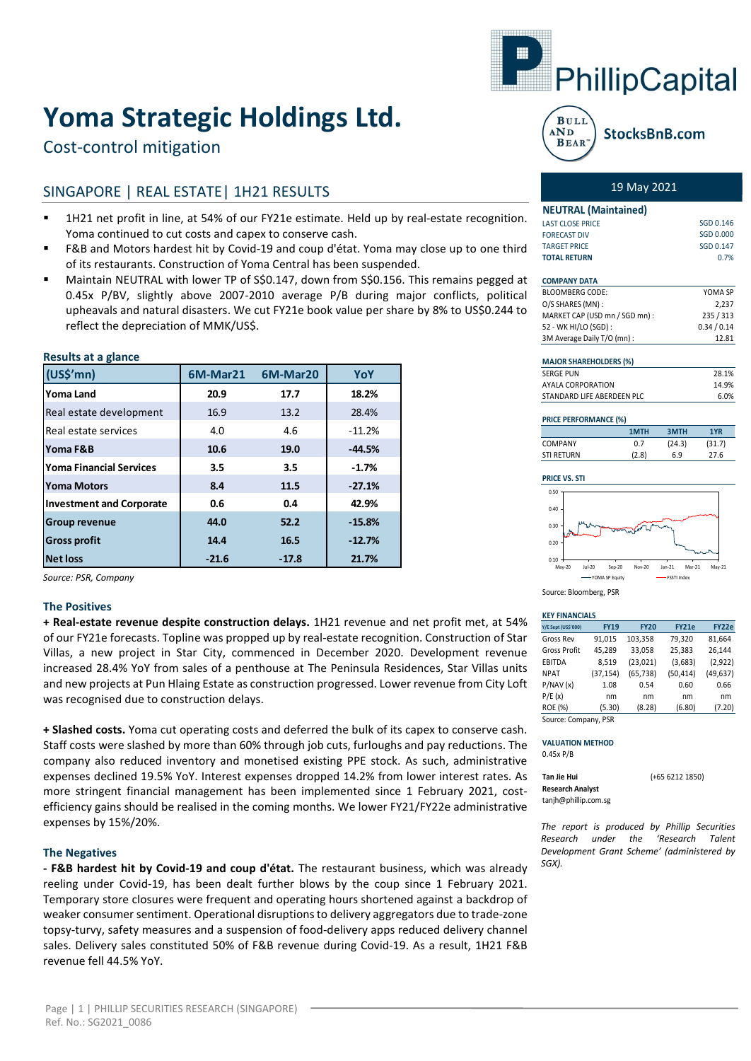# Yoma Strategic Holdings Ltd.

Cost-control mitigation

## SINGAPORE | REAL ESTATE | 1H21 RESULTS

- 1H21 net profit in line, at 54% of our FY21e estimate. Held up by real-estate recognition. Yoma continued to cut costs and capex to conserve cash.
- F&B and Motors hardest hit by Covid-19 and coup d'état. Yoma may close up to one third of its restaurants. Construction of Yoma Central has been suspended.
- Maintain NEUTRAL with lower TP of S$0.147, down from S$0.156. This remains pegged at 0.45x P/BV, slightly above 2007-2010 average P/B during major conflicts, political upheavals and natural disasters. We cut FY21e book value per share by 8% to US$0.244 to reflect the depreciation of MMK/US$.

### Results at a glance

| (US$'mn) | 6M-Mar21 | 6M-Mar20 | YoY |
|---|---|---|---|
| **Yoma Land** | **20.9** | **17.7** | **18.2%** |
| Real estate development | 16.9 | 13.2 | 28.4% |
| Real estate services | 4.0 | 4.6 | -11.2% |
| **Yoma F&B** | **10.6** | **19.0** | **-44.5%** |
| **Yoma Financial Services** | **3.5** | **3.5** | **-1.7%** |
| **Yoma Motors** | **8.4** | **11.5** | **-27.1%** |
| **Investment and Corporate** | **0.6** | **0.4** | **42.9%** |
| **Group revenue** | **44.0** | **52.2** | **-15.8%** |
| **Gross profit** | **14.4** | **16.5** | **-12.7%** |
| **Net loss** | **-21.6** | **-17.8** | **21.7%** |

*Source: PSR, Company*

### The Positives

**+ Real-estate revenue despite construction delays.** 1H21 revenue and net profit met, at 54% of our FY21e forecasts. Topline was propped up by real-estate recognition. Construction of Star Villas, a new project in Star City, commenced in December 2020. Development revenue increased 28.4% YoY from sales of a penthouse at The Peninsula Residences, Star Villas units and new projects at Pun Hlaing Estate as construction progressed. Lower revenue from City Loft was recognised due to construction delays.

**+ Slashed costs.** Yoma cut operating costs and deferred the bulk of its capex to conserve cash. Staff costs were slashed by more than 60% through job cuts, furloughs and pay reductions. The company also reduced inventory and monetised existing PPE stock. As such, administrative expenses declined 19.5% YoY. Interest expenses dropped 14.2% from lower interest rates. As more stringent financial management has been implemented since 1 February 2021, cost-efficiency gains should be realised in the coming months. We lower FY21/FY22e administrative expenses by 15%/20%.

### The Negatives

**- F&B hardest hit by Covid-19 and coup d'état.** The restaurant business, which was already reeling under Covid-19, has been dealt further blows by the coup since 1 February 2021. Temporary store closures were frequent and operating hours shortened against a backdrop of weaker consumer sentiment. Operational disruptions to delivery aggregators due to trade-zone topsy-turvy, safety measures and a suspension of food-delivery apps reduced delivery channel sales. Delivery sales constituted 50% of F&B revenue during Covid-19. As a result, 1H21 F&B revenue fell 44.5% YoY.

---

19 May 2021

**NEUTRAL (Maintained)**

| | |
|---|---|
| LAST CLOSE PRICE | SGD 0.146 |
| FORECAST DIV | SGD 0.000 |
| TARGET PRICE | SGD 0.147 |
| **TOTAL RETURN** | **0.7%** |

**COMPANY DATA**

| | |
|---|---|
| BLOOMBERG CODE: | YOMA SP |
| O/S SHARES (MN) : | 2,237 |
| MARKET CAP (USD mn / SGD mn) : | 235 / 313 |
| 52 - WK HI/LO (SGD) : | 0.34 / 0.14 |
| 3M Average Daily T/O (mn) : | 12.81 |

**MAJOR SHAREHOLDERS (%)**

| | |
|---|---|
| SERGE PUN | 28.1% |
| AYALA CORPORATION | 14.9% |
| STANDARD LIFE ABERDEEN PLC | 6.0% |

**PRICE PERFORMANCE (%)**

| | 1MTH | 3MTH | 1YR |
|---|---|---|---|
| COMPANY | 0.7 | (24.3) | (31.7) |
| STI RETURN | (2.8) | 6.9 | 27.6 |

**PRICE VS. STI**

Source: Bloomberg, PSR

**KEY FINANCIALS**

| Y/E Sept (US$'000) | FY19 | FY20 | FY21e | FY22e |
|---|---|---|---|---|
| Gross Rev | 91,015 | 103,358 | 79,320 | 81,664 |
| Gross Profit | 45,289 | 33,058 | 25,383 | 26,144 |
| EBITDA | 8,519 | (23,021) | (3,683) | (2,922) |
| NPAT | (37,154) | (65,738) | (50,414) | (49,637) |
| P/NAV (x) | 1.08 | 0.54 | 0.60 | 0.66 |
| P/E (x) | nm | nm | nm | nm |
| ROE (%) | (5.30) | (8.28) | (6.80) | (7.20) |

Source: Company, PSR

**VALUATION METHOD**

0.45x P/B

**Tan Jie Hui** (+65 6212 1850)
**Research Analyst**
tanjh@phillip.com.sg

*The report is produced by Phillip Securities Research under the 'Research Talent Development Grant Scheme' (administered by SGX).*

Ref. No.: SG2021_0086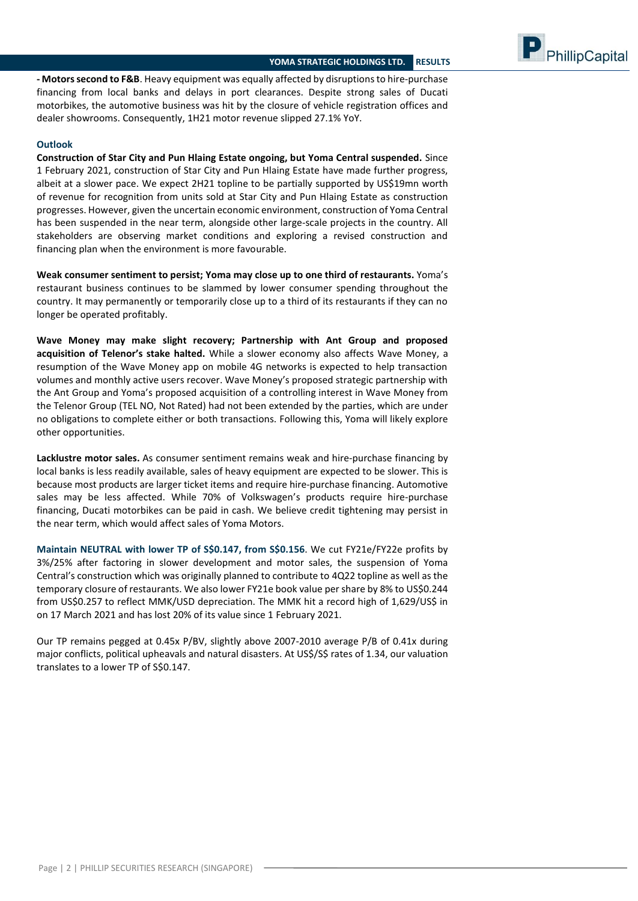**- Motors second to F&B**. Heavy equipment was equally affected by disruptions to hire-purchase financing from local banks and delays in port clearances. Despite strong sales of Ducati motorbikes, the automotive business was hit by the closure of vehicle registration offices and dealer showrooms. Consequently, 1H21 motor revenue slipped 27.1% YoY.

### Outlook

**Construction of Star City and Pun Hlaing Estate ongoing, but Yoma Central suspended.** Since 1 February 2021, construction of Star City and Pun Hlaing Estate have made further progress, albeit at a slower pace. We expect 2H21 topline to be partially supported by US$19mn worth of revenue for recognition from units sold at Star City and Pun Hlaing Estate as construction progresses. However, given the uncertain economic environment, construction of Yoma Central has been suspended in the near term, alongside other large-scale projects in the country. All stakeholders are observing market conditions and exploring a revised construction and financing plan when the environment is more favourable.

**Weak consumer sentiment to persist; Yoma may close up to one third of restaurants.** Yoma's restaurant business continues to be slammed by lower consumer spending throughout the country. It may permanently or temporarily close up to a third of its restaurants if they can no longer be operated profitably.

**Wave Money may make slight recovery; Partnership with Ant Group and proposed acquisition of Telenor's stake halted.** While a slower economy also affects Wave Money, a resumption of the Wave Money app on mobile 4G networks is expected to help transaction volumes and monthly active users recover. Wave Money's proposed strategic partnership with the Ant Group and Yoma's proposed acquisition of a controlling interest in Wave Money from the Telenor Group (TEL NO, Not Rated) had not been extended by the parties, which are under no obligations to complete either or both transactions. Following this, Yoma will likely explore other opportunities.

**Lacklustre motor sales.** As consumer sentiment remains weak and hire-purchase financing by local banks is less readily available, sales of heavy equipment are expected to be slower. This is because most products are larger ticket items and require hire-purchase financing. Automotive sales may be less affected. While 70% of Volkswagen's products require hire-purchase financing, Ducati motorbikes can be paid in cash. We believe credit tightening may persist in the near term, which would affect sales of Yoma Motors.

**Maintain NEUTRAL with lower TP of S$0.147, from S$0.156**. We cut FY21e/FY22e profits by 3%/25% after factoring in slower development and motor sales, the suspension of Yoma Central's construction which was originally planned to contribute to 4Q22 topline as well as the temporary closure of restaurants. We also lower FY21e book value per share by 8% to US$0.244 from US$0.257 to reflect MMK/USD depreciation. The MMK hit a record high of 1,629/US$ in on 17 March 2021 and has lost 20% of its value since 1 February 2021.

Our TP remains pegged at 0.45x P/BV, slightly above 2007-2010 average P/B of 0.41x during major conflicts, political upheavals and natural disasters. At US$/S$ rates of 1.34, our valuation translates to a lower TP of S$0.147.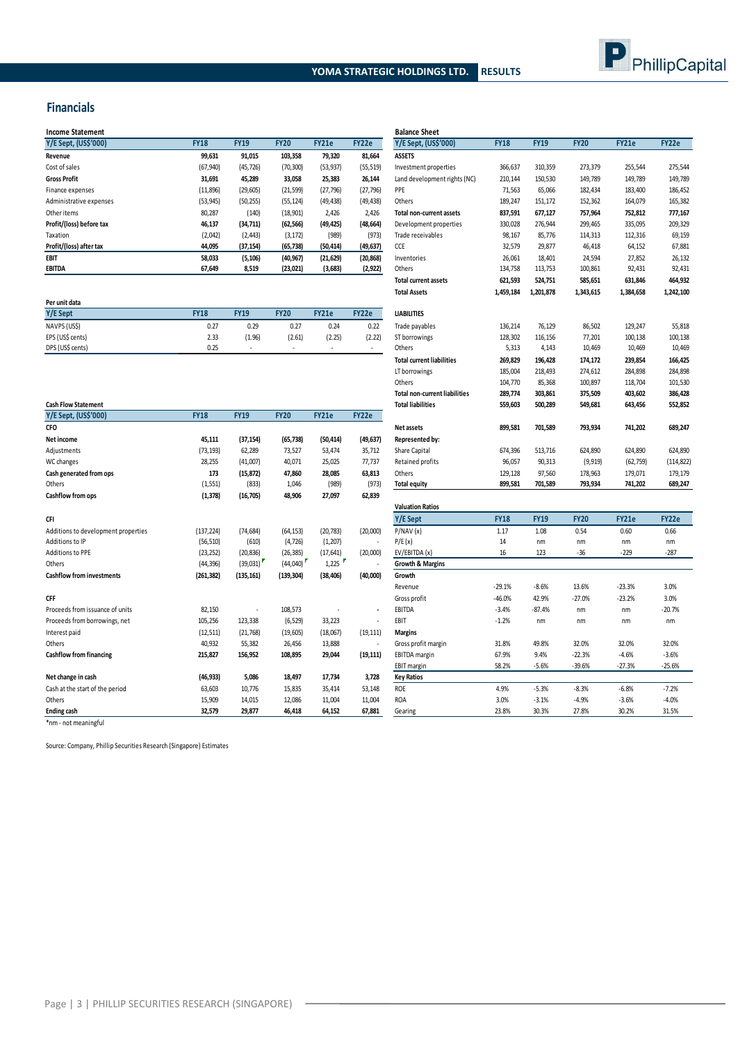## Financials

**Income Statement**

| Y/E Sept, (US$'000) | FY18 | FY19 | FY20 | FY21e | FY22e |
|---|---|---|---|---|---|
| **Revenue** | **99,631** | **91,015** | **103,358** | **79,320** | **81,664** |
| Cost of sales | (67,940) | (45,726) | (70,300) | (53,937) | (55,519) |
| **Gross Profit** | **31,691** | **45,289** | **33,058** | **25,383** | **26,144** |
| Finance expenses | (11,896) | (29,605) | (21,599) | (27,796) | (27,796) |
| Administrative expenses | (53,945) | (50,255) | (55,124) | (49,438) | (49,438) |
| Other items | 80,287 | (140) | (18,901) | 2,426 | 2,426 |
| **Profit/(loss) before tax** | **46,137** | **(34,711)** | **(62,566)** | **(49,425)** | **(48,664)** |
| Taxation | (2,042) | (2,443) | (3,172) | (989) | (973) |
| **Profit/(loss) after tax** | **44,095** | **(37,154)** | **(65,738)** | **(50,414)** | **(49,637)** |
| **EBIT** | **58,033** | **(5,106)** | **(40,967)** | **(21,629)** | **(20,868)** |
| **EBITDA** | **67,649** | **8,519** | **(23,021)** | **(3,683)** | **(2,922)** |

**Per unit data**

| Y/E Sept | FY18 | FY19 | FY20 | FY21e | FY22e |
|---|---|---|---|---|---|
| NAVPS (US$) | 0.27 | 0.29 | 0.27 | 0.24 | 0.22 |
| EPS (US$ cents) | 2.33 | (1.96) | (2.61) | (2.25) | (2.22) |
| DPS (US$ cents) | 0.25 | - | - | - | - |

**Cash Flow Statement**

| Y/E Sept, (US$'000) | FY18 | FY19 | FY20 | FY21e | FY22e |
|---|---|---|---|---|---|
| **CFO** | | | | | |
| **Net income** | **45,111** | **(37,154)** | **(65,738)** | **(50,414)** | **(49,637)** |
| Adjustments | (73,193) | 62,289 | 73,527 | 53,474 | 35,712 |
| WC changes | 28,255 | (41,007) | 40,071 | 25,025 | 77,737 |
| **Cash generated from ops** | **173** | **(15,872)** | **47,860** | **28,085** | **63,813** |
| Others | (1,551) | (833) | 1,046 | (989) | (973) |
| **Cashflow from ops** | **(1,378)** | **(16,705)** | **48,906** | **27,097** | **62,839** |
| **CFI** | | | | | |
| Additions to development properties | (137,224) | (74,684) | (64,153) | (20,783) | (20,000) |
| Additions to IP | (56,510) | (610) | (4,726) | (1,207) | - |
| Additions to PPE | (23,252) | (20,836) | (26,385) | (17,641) | (20,000) |
| Others | (44,396) | (39,031) | (44,040) | 1,225 | - |
| **Cashflow from investments** | **(261,382)** | **(135,161)** | **(139,304)** | **(38,406)** | **(40,000)** |
| **CFF** | | | | | |
| Proceeds from issuance of units | 82,150 | - | 108,573 | - | - |
| Proceeds from borrowings, net | 105,256 | 123,338 | (6,529) | 33,223 | - |
| Interest paid | (12,511) | (21,768) | (19,605) | (18,067) | (19,111) |
| Others | 40,932 | 55,382 | 26,456 | 13,888 | - |
| **Cashflow from financing** | **215,827** | **156,952** | **108,895** | **29,044** | **(19,111)** |
| **Net change in cash** | **(46,933)** | **5,086** | **18,497** | **17,734** | **3,728** |
| Cash at the start of the period | 63,603 | 10,776 | 15,835 | 35,414 | 53,148 |
| Others | 15,909 | 14,015 | 12,086 | 11,004 | 11,004 |
| **Ending cash** | **32,579** | **29,877** | **46,418** | **64,152** | **67,881** |

**Balance Sheet**

| Y/E Sept, (US$'000) | FY18 | FY19 | FY20 | FY21e | FY22e |
|---|---|---|---|---|---|
| **ASSETS** | | | | | |
| Investment properties | 366,637 | 310,359 | 273,379 | 255,544 | 275,544 |
| Land development rights (NC) | 210,144 | 150,530 | 149,789 | 149,789 | 149,789 |
| PPE | 71,563 | 65,066 | 182,434 | 183,400 | 186,452 |
| Others | 189,247 | 151,172 | 152,362 | 164,079 | 165,382 |
| **Total non-current assets** | **837,591** | **677,127** | **757,964** | **752,812** | **777,167** |
| Development properties | 330,028 | 276,944 | 299,465 | 335,095 | 209,329 |
| Trade receivables | 98,167 | 85,776 | 114,313 | 112,316 | 69,159 |
| CCE | 32,579 | 29,877 | 46,418 | 64,152 | 67,881 |
| Inventories | 26,061 | 18,401 | 24,594 | 27,852 | 26,132 |
| Others | 134,758 | 113,753 | 100,861 | 92,431 | 92,431 |
| **Total current assets** | **621,593** | **524,751** | **585,651** | **631,846** | **464,932** |
| **Total Assets** | **1,459,184** | **1,201,878** | **1,343,615** | **1,384,658** | **1,242,100** |
| **LIABILITIES** | | | | | |
| Trade payables | 136,214 | 76,129 | 86,502 | 129,247 | 55,818 |
| ST borrowings | 128,302 | 116,156 | 77,201 | 100,138 | 100,138 |
| Others | 5,313 | 4,143 | 10,469 | 10,469 | 10,469 |
| **Total current liabilities** | **269,829** | **196,428** | **174,172** | **239,854** | **166,425** |
| LT borrowings | 185,004 | 218,493 | 274,612 | 284,898 | 284,898 |
| Others | 104,770 | 85,368 | 100,897 | 118,704 | 101,530 |
| **Total non-current liabilities** | **289,774** | **303,861** | **375,509** | **403,602** | **386,428** |
| **Total liabilities** | **559,603** | **500,289** | **549,681** | **643,456** | **552,852** |
| **Net assets** | **899,581** | **701,589** | **793,934** | **741,202** | **689,247** |
| **Represented by:** | | | | | |
| Share Capital | 674,396 | 513,716 | 624,890 | 624,890 | 624,890 |
| Retained profits | 96,057 | 90,313 | (9,919) | (62,759) | (114,822) |
| Others | 129,128 | 97,560 | 178,963 | 179,071 | 179,179 |
| **Total equity** | **899,581** | **701,589** | **793,934** | **741,202** | **689,247** |

**Valuation Ratios**

| Y/E Sept | FY18 | FY19 | FY20 | FY21e | FY22e |
|---|---|---|---|---|---|
| P/NAV (x) | 1.17 | 1.08 | 0.54 | 0.60 | 0.66 |
| P/E (x) | 14 | nm | nm | nm | nm |
| EV/EBITDA (x) | 16 | 123 | -36 | -229 | -287 |
| **Growth & Margins** | | | | | |
| **Growth** | | | | | |
| Revenue | -29.1% | -8.6% | 13.6% | -23.3% | 3.0% |
| Gross profit | -46.0% | 42.9% | -27.0% | -23.2% | 3.0% |
| EBITDA | -3.4% | -87.4% | nm | nm | -20.7% |
| EBIT | -1.2% | nm | nm | nm | nm |
| **Margins** | | | | | |
| Gross profit margin | 31.8% | 49.8% | 32.0% | 32.0% | 32.0% |
| EBITDA margin | 67.9% | 9.4% | -22.3% | -4.6% | -3.6% |
| EBIT margin | 58.2% | -5.6% | -39.6% | -27.3% | -25.6% |
| **Key Ratios** | | | | | |
| ROE | 4.9% | -5.3% | -8.3% | -6.8% | -7.2% |
| ROA | 3.0% | -3.1% | -4.9% | -3.6% | -4.0% |
| Gearing | 23.8% | 30.3% | 27.8% | 30.2% | 31.5% |

*nm - not meaningful

Source: Company, Phillip Securities Research (Singapore) Estimates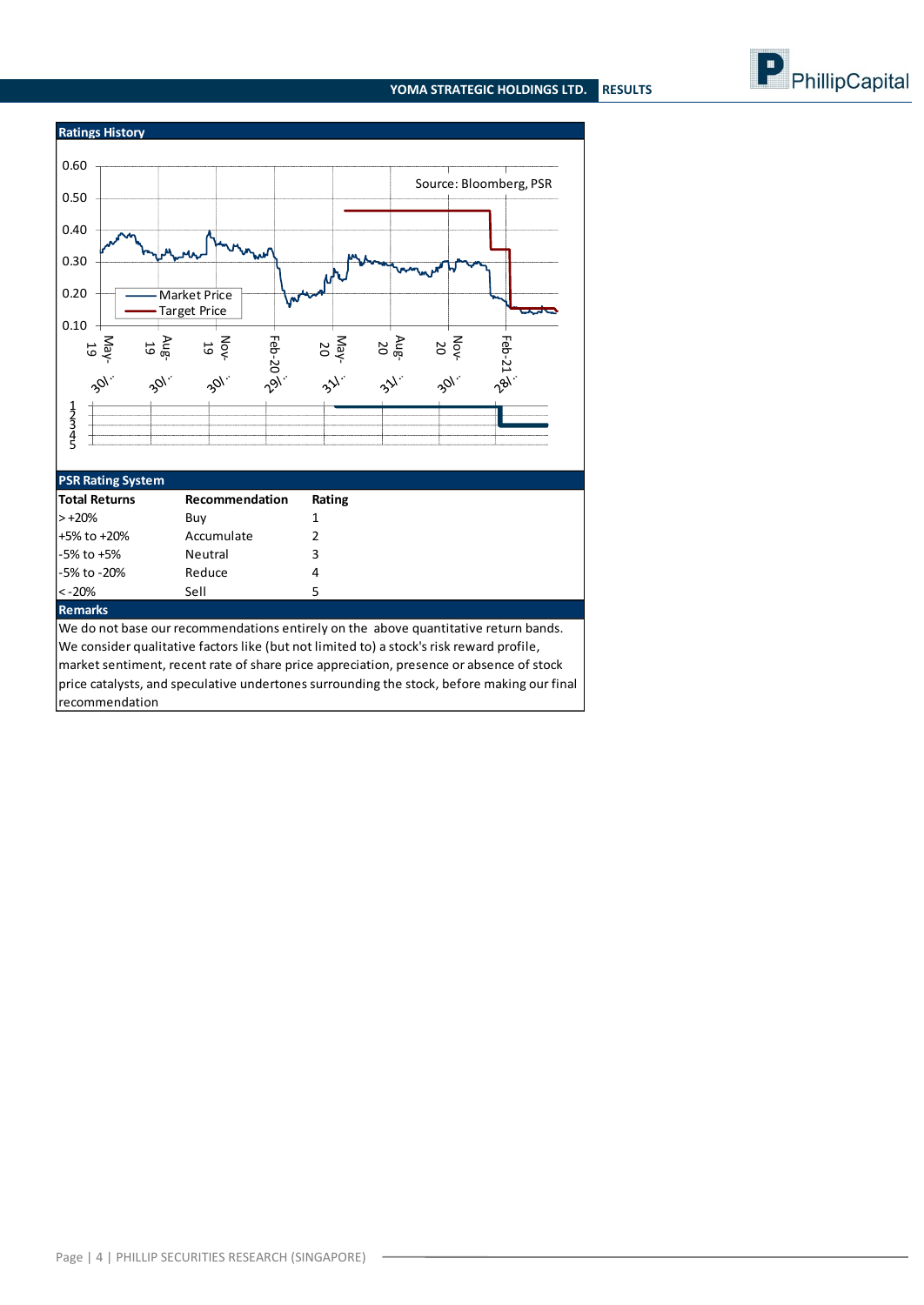## Ratings History

Source: Bloomberg, PSR

Market Price
Target Price

## PSR Rating System

| Total Returns | Recommendation | Rating |
|---|---|---|
| > +20% | Buy | 1 |
| +5% to +20% | Accumulate | 2 |
| -5% to +5% | Neutral | 3 |
| -5% to -20% | Reduce | 4 |
| < -20% | Sell | 5 |

**Remarks**

We do not base our recommendations entirely on the above quantitative return bands. We consider qualitative factors like (but not limited to) a stock's risk reward profile, market sentiment, recent rate of share price appreciation, presence or absence of stock price catalysts, and speculative undertones surrounding the stock, before making our final recommendation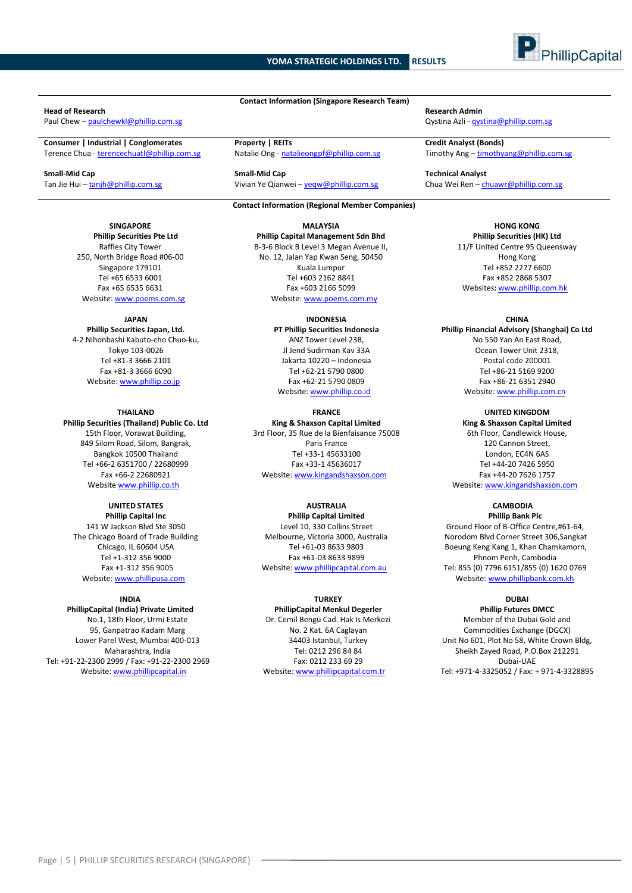## Contact Information (Singapore Research Team)

**Head of Research**
Paul Chew – paulchewkl@phillip.com.sg

**Research Admin**
Qystina Azli - qystina@phillip.com.sg

**Consumer | Industrial | Conglomerates**
Terence Chua - terencechuatl@phillip.com.sg

**Property | REITs**
Natalie Ong - natalieongpf@phillip.com.sg

**Credit Analyst (Bonds)**
Timothy Ang – timothyang@phillip.com.sg

**Small-Mid Cap**
Tan Jie Hui – tanjh@phillip.com.sg

**Small-Mid Cap**
Vivian Ye Qianwei – yeqw@phillip.com.sg

**Technical Analyst**
Chua Wei Ren – chuawr@phillip.com.sg

## Contact Information (Regional Member Companies)

**SINGAPORE**
**Phillip Securities Pte Ltd**
Raffles City Tower
250, North Bridge Road #06-00
Singapore 179101
Tel +65 6533 6001
Fax +65 6535 6631
Website: www.poems.com.sg

**MALAYSIA**
**Phillip Capital Management Sdn Bhd**
B-3-6 Block B Level 3 Megan Avenue II,
No. 12, Jalan Yap Kwan Seng, 50450
Kuala Lumpur
Tel +603 2162 8841
Fax +603 2166 5099
Website: www.poems.com.my

**HONG KONG**
**Phillip Securities (HK) Ltd**
11/F United Centre 95 Queensway
Hong Kong
Tel +852 2277 6600
Fax +852 2868 5307
Websites: www.phillip.com.hk

**JAPAN**
**Phillip Securities Japan, Ltd.**
4-2 Nihonbashi Kabuto-cho Chuo-ku,
Tokyo 103-0026
Tel +81-3 3666 2101
Fax +81-3 3666 6090
Website: www.phillip.co.jp

**INDONESIA**
**PT Phillip Securities Indonesia**
ANZ Tower Level 23B,
Jl Jend Sudirman Kav 33A
Jakarta 10220 – Indonesia
Tel +62-21 5790 0800
Fax +62-21 5790 0809
Website: www.phillip.co.id

**CHINA**
**Phillip Financial Advisory (Shanghai) Co Ltd**
No 550 Yan An East Road,
Ocean Tower Unit 2318,
Postal code 200001
Tel +86-21 5169 9200
Fax +86-21 6351 2940
Website: www.phillip.com.cn

**THAILAND**
**Phillip Securities (Thailand) Public Co. Ltd**
15th Floor, Vorawat Building,
849 Silom Road, Silom, Bangrak,
Bangkok 10500 Thailand
Tel +66-2 6351700 / 22680999
Fax +66-2 22680921
Website www.phillip.co.th

**FRANCE**
**King & Shaxson Capital Limited**
3rd Floor, 35 Rue de la Bienfaisance 75008
Paris France
Tel +33-1 45633100
Fax +33-1 45636017
Website: www.kingandshaxson.com

**UNITED KINGDOM**
**King & Shaxson Capital Limited**
6th Floor, Candlewick House,
120 Cannon Street,
London, EC4N 6AS
Tel +44-20 7426 5950
Fax +44-20 7626 1757
Website: www.kingandshaxson.com

**UNITED STATES**
**Phillip Capital Inc**
141 W Jackson Blvd Ste 3050
The Chicago Board of Trade Building
Chicago, IL 60604 USA
Tel +1-312 356 9000
Fax +1-312 356 9005
Website: www.phillipusa.com

**AUSTRALIA**
**Phillip Capital Limited**
Level 10, 330 Collins Street
Melbourne, Victoria 3000, Australia
Tel +61-03 8633 9803
Fax +61-03 8633 9899
Website: www.phillipcapital.com.au

**CAMBODIA**
**Phillip Bank Plc**
Ground Floor of B-Office Centre,#61-64,
Norodom Blvd Corner Street 306,Sangkat
Boeung Keng Kang 1, Khan Chamkamorn,
Phnom Penh, Cambodia
Tel: 855 (0) 7796 6151/855 (0) 1620 0769
Website: www.phillipbank.com.kh

**INDIA**
**PhillipCapital (India) Private Limited**
No.1, 18th Floor, Urmi Estate
95, Ganpatrao Kadam Marg
Lower Parel West, Mumbai 400-013
Maharashtra, India
Tel: +91-22-2300 2999 / Fax: +91-22-2300 2969
Website: www.phillipcapital.in

**TURKEY**
**PhillipCapital Menkul Degerler**
Dr. Cemil Bengü Cad. Hak Is Merkezi
No. 2 Kat. 6A Caglayan
34403 Istanbul, Turkey
Tel: 0212 296 84 84
Fax: 0212 233 69 29
Website: www.phillipcapital.com.tr

**DUBAI**
**Phillip Futures DMCC**
Member of the Dubai Gold and
Commodities Exchange (DGCX)
Unit No 601, Plot No 58, White Crown Bldg,
Sheikh Zayed Road, P.O.Box 212291
Dubai-UAE
Tel: +971-4-3325052 / Fax: + 971-4-3328895